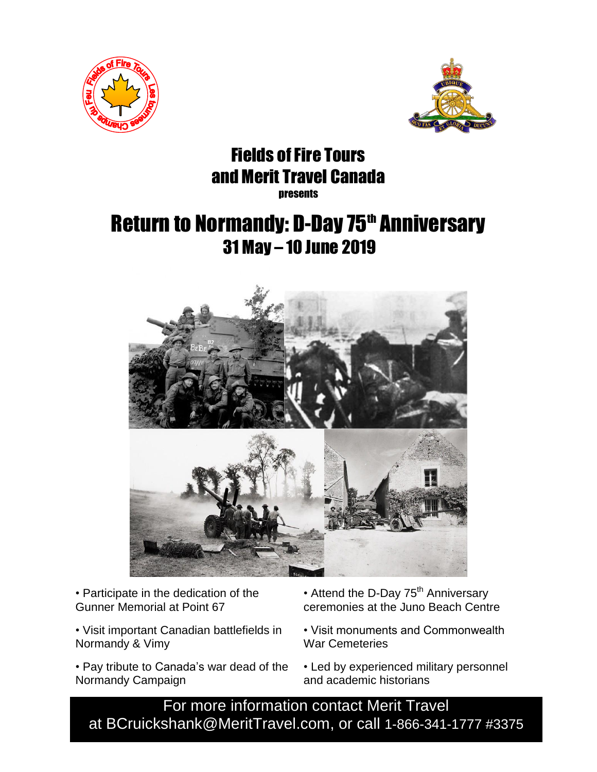# Fields of Fire Tours and Merit Travel Canada

presents

# Return to Normandy: D-Day 75th Anniversary

## 31 May – 10 June 2019

- Participate in the dedication of the Gunner Memorial at Point 67
- Visit important Canadian battlefields in Normandy & Vimy
- Pay tribute to Canada's war dead of the Normandy Campaign
- Attend the D-Day 75th Anniversary ceremonies at the Juno Beach Centre
- Visit monuments and Commonwealth War Cemeteries
- Led by experienced military personnel and academic historians

For more information contact Merit Travel at BCruickshank@MeritTravel.com, or call 1-866-341-1777 #3375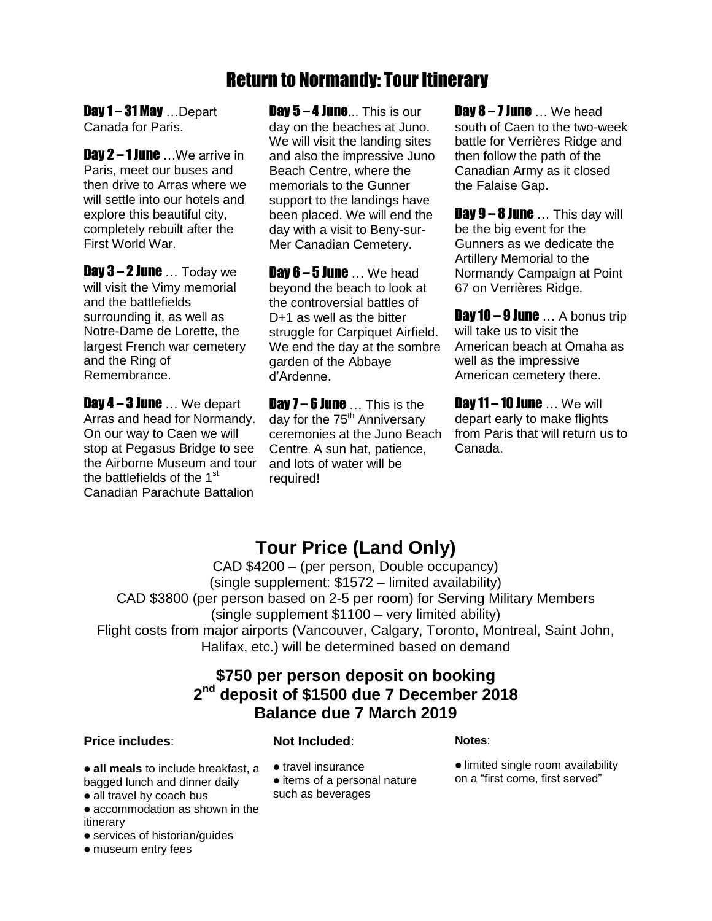# Return to Normandy: Tour Itinerary

**Day 1 – 31 May** …Depart Canada for Paris.

**Day 2 – 1 June** …We arrive in Paris, meet our buses and then drive to Arras where we will settle into our hotels and explore this beautiful city, completely rebuilt after the First World War.

**Day 3 – 2 June** … Today we will visit the Vimy memorial and the battlefields surrounding it, as well as Notre-Dame de Lorette, the largest French war cemetery and the Ring of Remembrance.

**Day 4 – 3 June** … We depart Arras and head for Normandy. On our way to Caen we will stop at Pegasus Bridge to see the Airborne Museum and tour the battlefields of the 1st Canadian Parachute Battalion

**Day 5 – 4 June**... This is our day on the beaches at Juno. We will visit the landing sites and also the impressive Juno Beach Centre, where the memorials to the Gunner support to the landings have been placed. We will end the day with a visit to Beny-sur-Mer Canadian Cemetery.

**Day 6 – 5 June** … We head beyond the beach to look at the controversial battles of D+1 as well as the bitter struggle for Carpiquet Airfield. We end the day at the sombre garden of the Abbaye d'Ardenne.

**Day 7 – 6 June** … This is the day for the 75th Anniversary ceremonies at the Juno Beach Centre. A sun hat, patience, and lots of water will be required!

**Day 8 – 7 June** … We head south of Caen to the two-week battle for Verrières Ridge and then follow the path of the Canadian Army as it closed the Falaise Gap.

**Day 9 – 8 June** … This day will be the big event for the Gunners as we dedicate the Artillery Memorial to the Normandy Campaign at Point 67 on Verrières Ridge.

**Day 10 – 9 June** … A bonus trip will take us to visit the American beach at Omaha as well as the impressive American cemetery there.

**Day 11 – 10 June** … We will depart early to make flights from Paris that will return us to Canada.

## Tour Price (Land Only)

CAD $4200 – (per person, Double occupancy)
(single supplement: $1572 – limited availability)
CAD $3800 (per person based on 2-5 per room) for Serving Military Members
(single supplement $1100 – very limited ability)
Flight costs from major airports (Vancouver, Calgary, Toronto, Montreal, Saint John, Halifax, etc.) will be determined based on demand

**$750 per person deposit on booking**
**2nd deposit of $1500 due 7 December 2018**
**Balance due 7 March 2019**

**Price includes**:

- **all meals** to include breakfast, a bagged lunch and dinner daily
- all travel by coach bus
- accommodation as shown in the itinerary
- services of historian/guides
- museum entry fees

**Not Included**:

- travel insurance
- items of a personal nature such as beverages

**Notes**:

- limited single room availability on a "first come, first served"